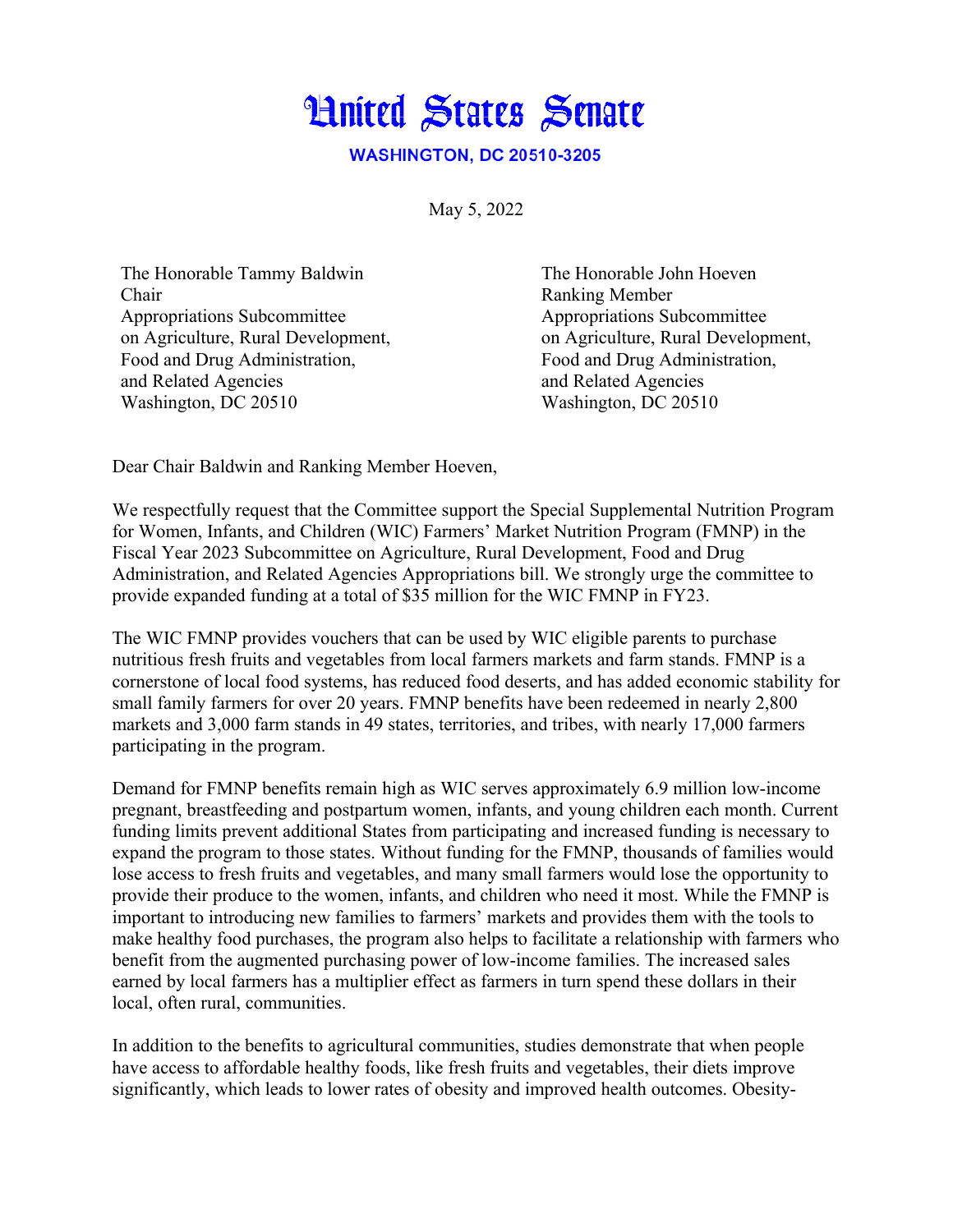# United States Senate

**WASHINGTON, DC 20510-3205**

May 5, 2022

The Honorable Tammy Baldwin
Chair
Appropriations Subcommittee
on Agriculture, Rural Development,
Food and Drug Administration,
and Related Agencies
Washington, DC 20510

The Honorable John Hoeven
Ranking Member
Appropriations Subcommittee
on Agriculture, Rural Development,
Food and Drug Administration,
and Related Agencies
Washington, DC 20510

Dear Chair Baldwin and Ranking Member Hoeven,

We respectfully request that the Committee support the Special Supplemental Nutrition Program for Women, Infants, and Children (WIC) Farmers' Market Nutrition Program (FMNP) in the Fiscal Year 2023 Subcommittee on Agriculture, Rural Development, Food and Drug Administration, and Related Agencies Appropriations bill. We strongly urge the committee to provide expanded funding at a total of $35 million for the WIC FMNP in FY23.

The WIC FMNP provides vouchers that can be used by WIC eligible parents to purchase nutritious fresh fruits and vegetables from local farmers markets and farm stands. FMNP is a cornerstone of local food systems, has reduced food deserts, and has added economic stability for small family farmers for over 20 years. FMNP benefits have been redeemed in nearly 2,800 markets and 3,000 farm stands in 49 states, territories, and tribes, with nearly 17,000 farmers participating in the program.

Demand for FMNP benefits remain high as WIC serves approximately 6.9 million low-income pregnant, breastfeeding and postpartum women, infants, and young children each month. Current funding limits prevent additional States from participating and increased funding is necessary to expand the program to those states. Without funding for the FMNP, thousands of families would lose access to fresh fruits and vegetables, and many small farmers would lose the opportunity to provide their produce to the women, infants, and children who need it most. While the FMNP is important to introducing new families to farmers' markets and provides them with the tools to make healthy food purchases, the program also helps to facilitate a relationship with farmers who benefit from the augmented purchasing power of low-income families. The increased sales earned by local farmers has a multiplier effect as farmers in turn spend these dollars in their local, often rural, communities.

In addition to the benefits to agricultural communities, studies demonstrate that when people have access to affordable healthy foods, like fresh fruits and vegetables, their diets improve significantly, which leads to lower rates of obesity and improved health outcomes. Obesity-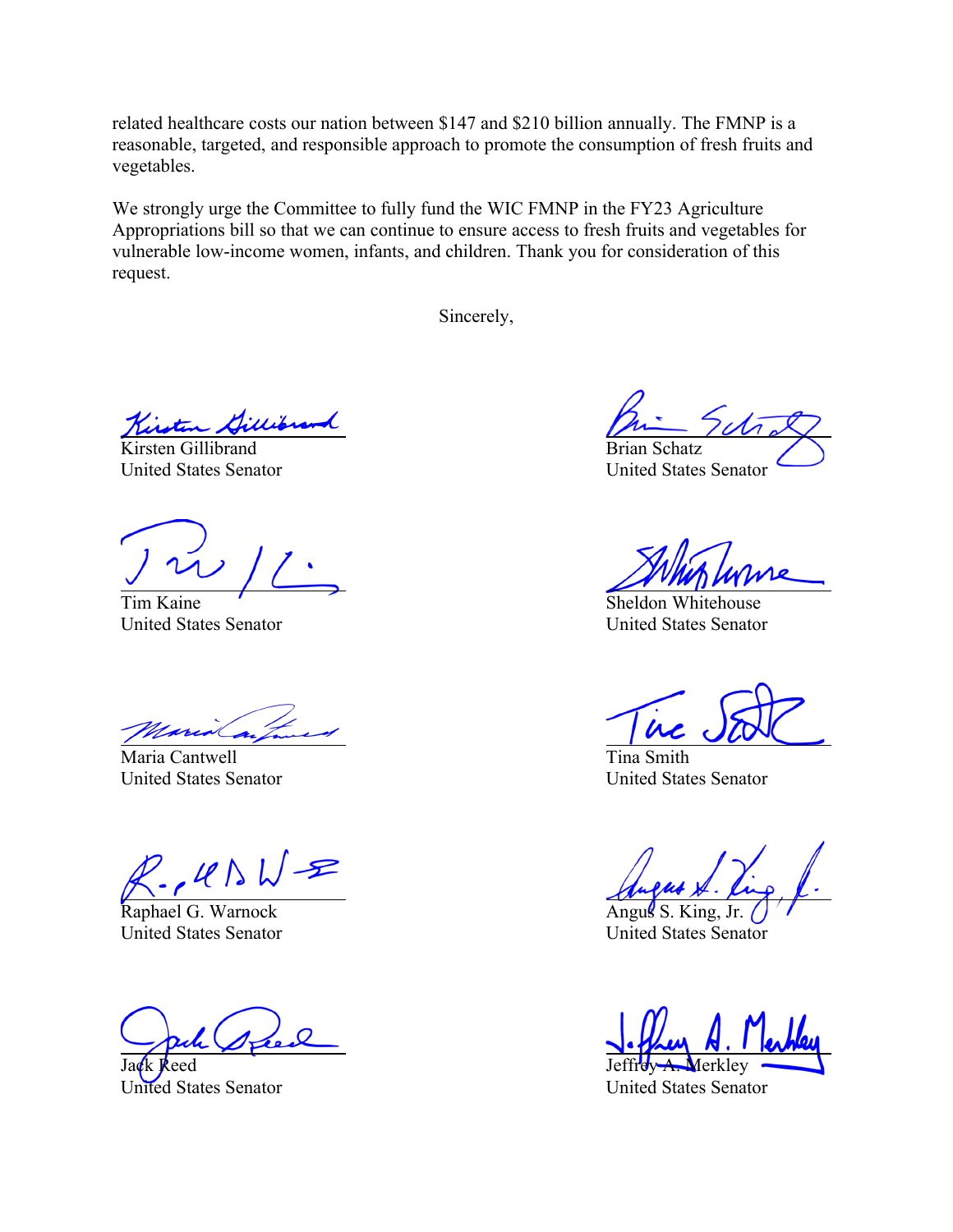related healthcare costs our nation between $147 and $210 billion annually. The FMNP is a reasonable, targeted, and responsible approach to promote the consumption of fresh fruits and vegetables.

We strongly urge the Committee to fully fund the WIC FMNP in the FY23 Agriculture Appropriations bill so that we can continue to ensure access to fresh fruits and vegetables for vulnerable low-income women, infants, and children. Thank you for consideration of this request.

Sincerely,

Kirsten Gillibrand
United States Senator

Brian Schatz
United States Senator

Tim Kaine
United States Senator

Sheldon Whitehouse
United States Senator

Maria Cantwell
United States Senator

Tina Smith
United States Senator

Raphael G. Warnock
United States Senator

Angus S. King, Jr.
United States Senator

Jack Reed
United States Senator

Jeffrey A. Merkley
United States Senator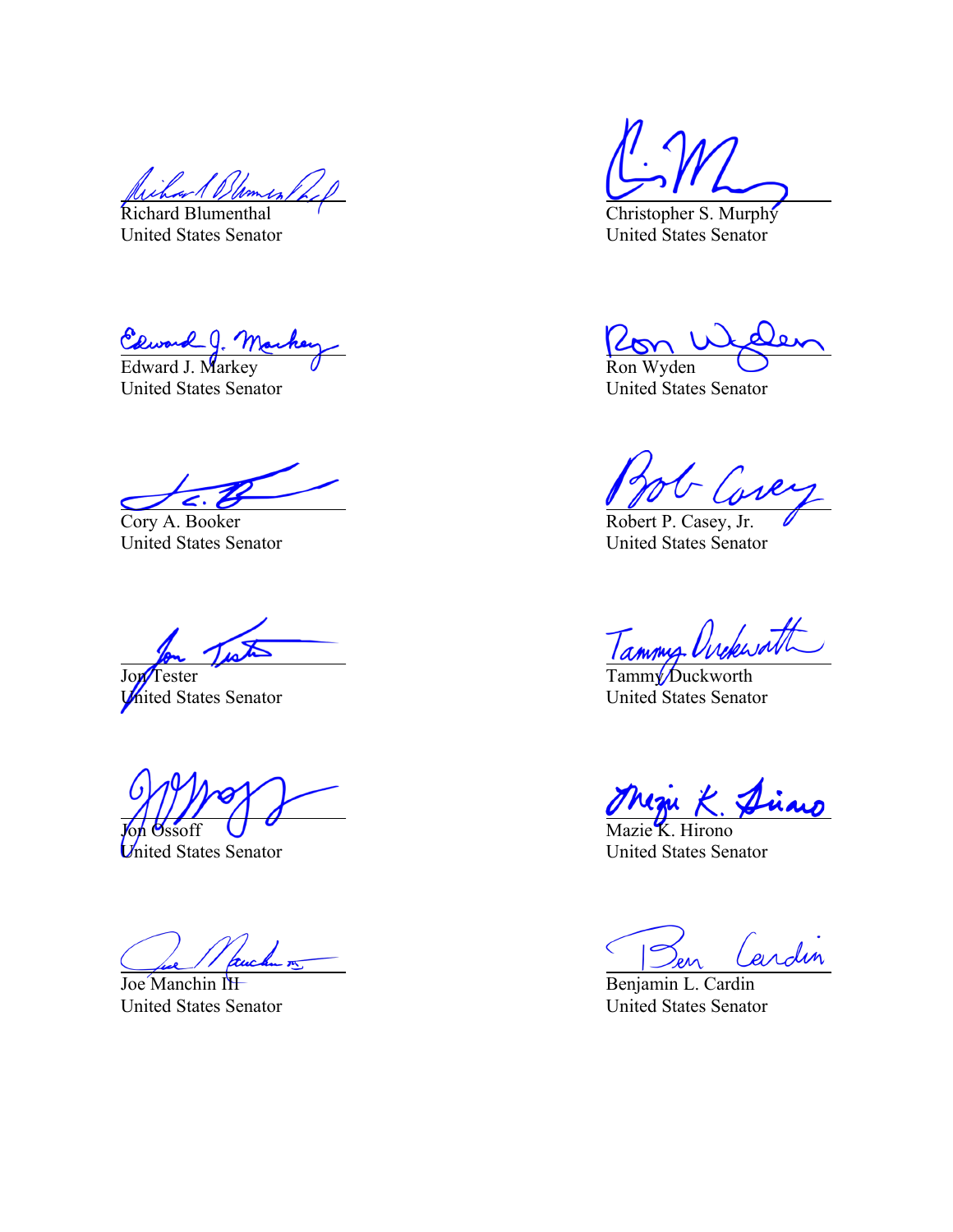Richard Blumenthal
United States Senator

Christopher S. Murphy
United States Senator

Edward J. Markey
United States Senator

Ron Wyden
United States Senator

Cory A. Booker
United States Senator

Robert P. Casey, Jr.
United States Senator

Jon Tester
United States Senator

Tammy Duckworth
United States Senator

Jon Ossoff
United States Senator

Mazie K. Hirono
United States Senator

Joe Manchin III
United States Senator

Benjamin L. Cardin
United States Senator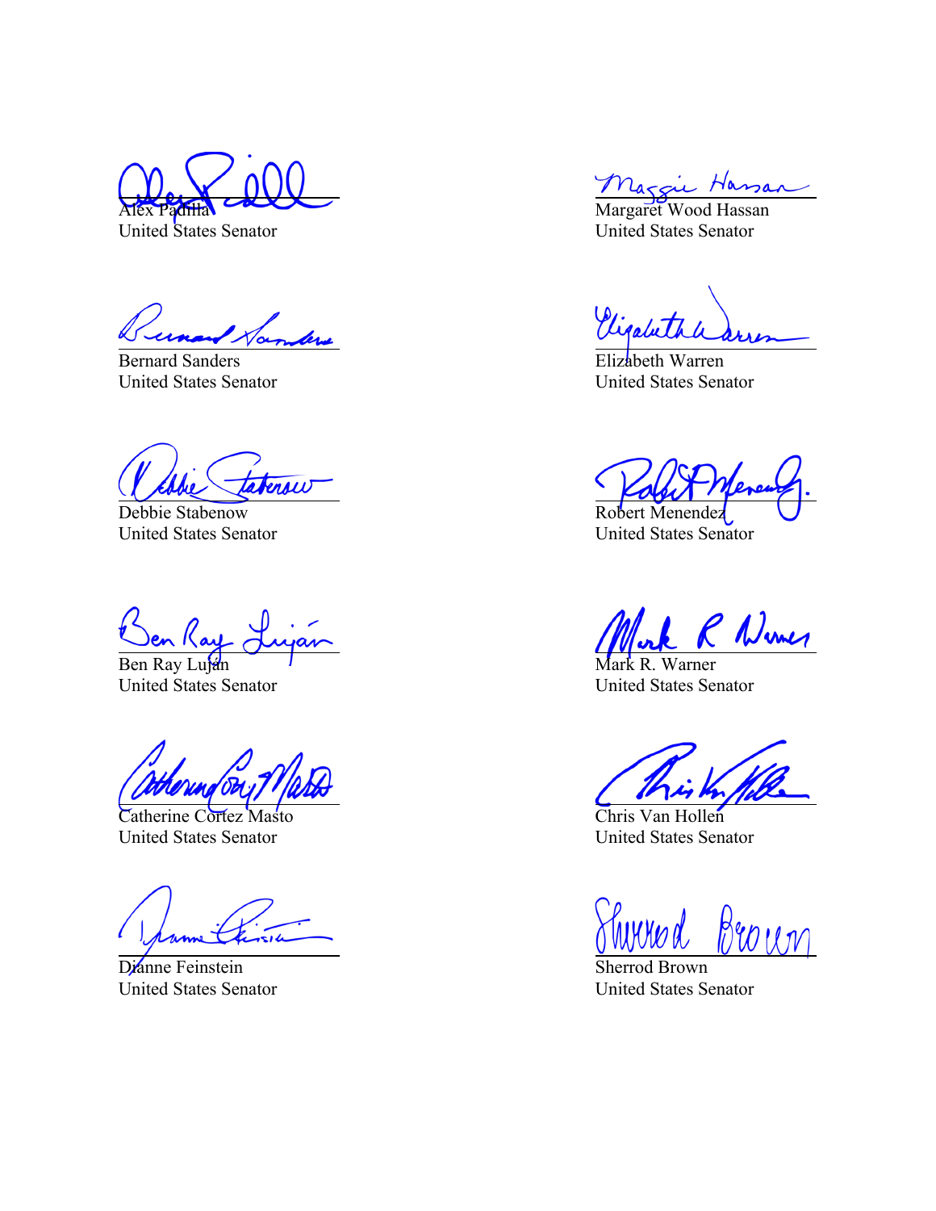Alex Padilla
United States Senator

Margaret Wood Hassan
United States Senator

Bernard Sanders
United States Senator

Elizabeth Warren
United States Senator

Debbie Stabenow
United States Senator

Robert Menendez
United States Senator

Ben Ray Luján
United States Senator

Mark R. Warner
United States Senator

Catherine Cortez Masto
United States Senator

Chris Van Hollen
United States Senator

Dianne Feinstein
United States Senator

Sherrod Brown
United States Senator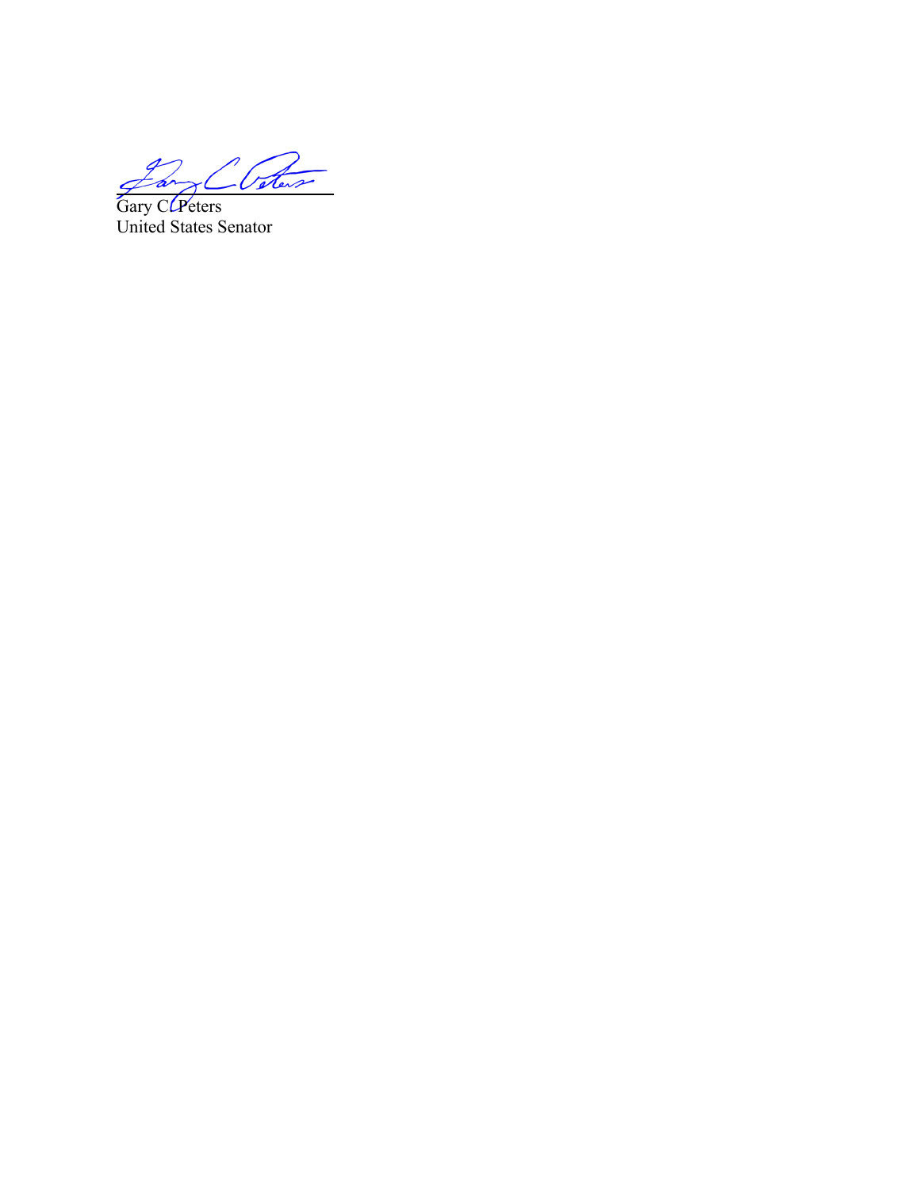Gary C. Peters
United States Senator